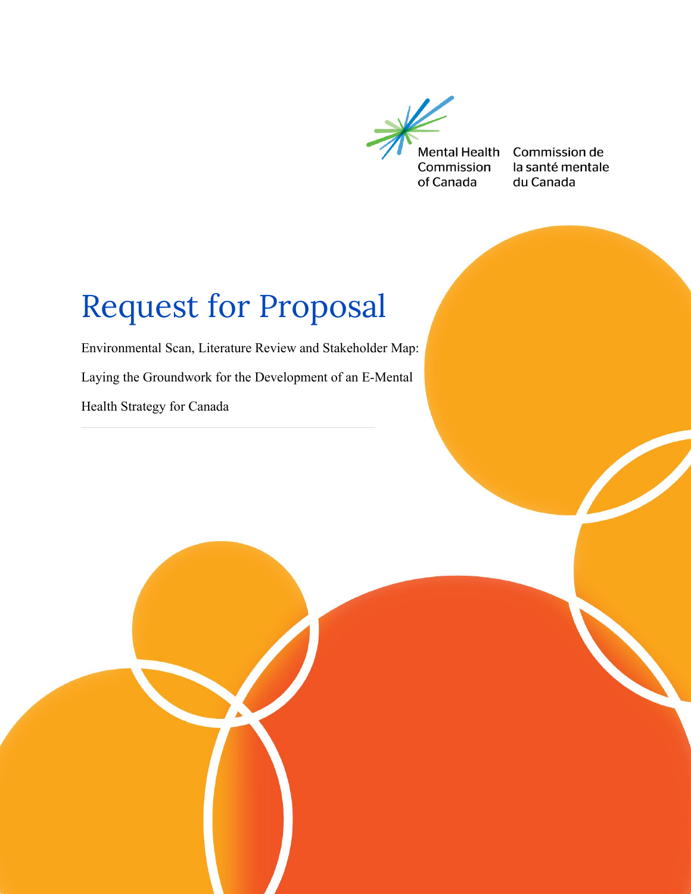Mental Health Commission of Canada

Commission de la santé mentale du Canada

# Request for Proposal

Environmental Scan, Literature Review and Stakeholder Map: Laying the Groundwork for the Development of an E-Mental Health Strategy for Canada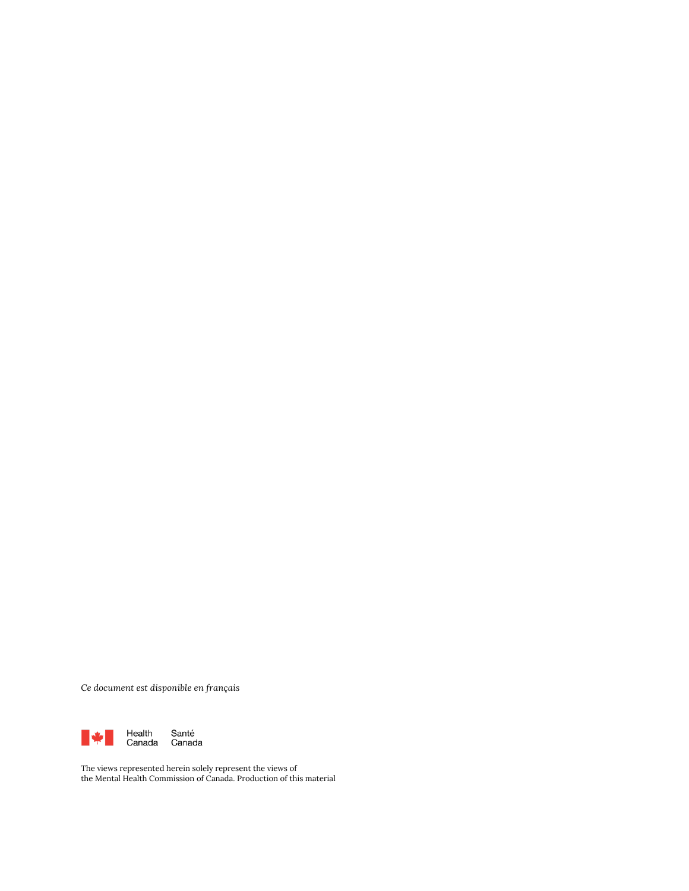*Ce document est disponible en français*

Health Canada Santé Canada

The views represented herein solely represent the views of
the Mental Health Commission of Canada. Production of this material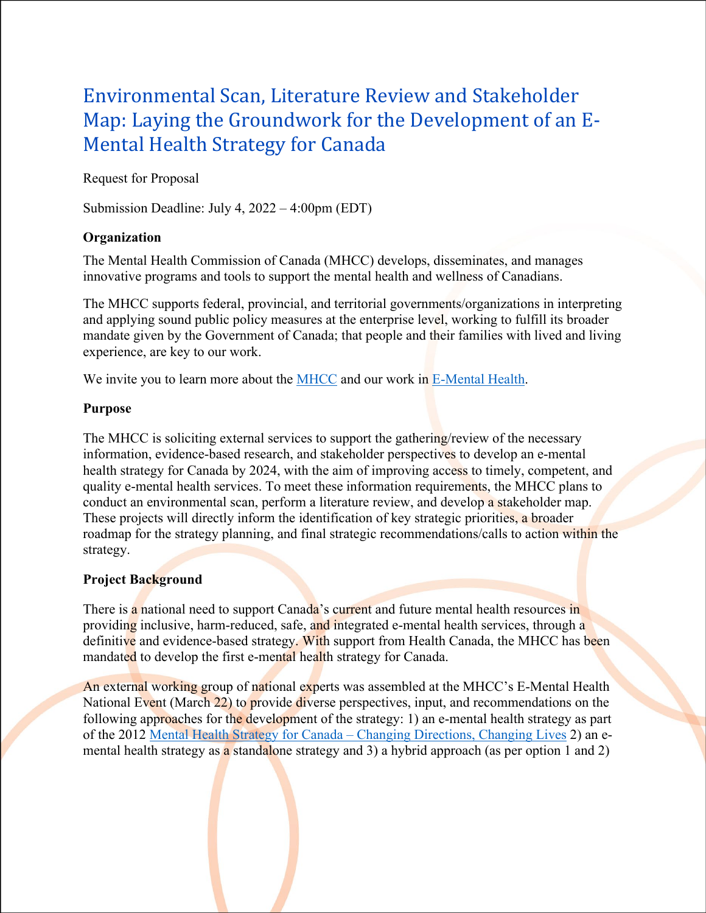# Environmental Scan, Literature Review and Stakeholder Map: Laying the Groundwork for the Development of an E-Mental Health Strategy for Canada

Request for Proposal

Submission Deadline: July 4, 2022 – 4:00pm (EDT)

**Organization**

The Mental Health Commission of Canada (MHCC) develops, disseminates, and manages innovative programs and tools to support the mental health and wellness of Canadians.

The MHCC supports federal, provincial, and territorial governments/organizations in interpreting and applying sound public policy measures at the enterprise level, working to fulfill its broader mandate given by the Government of Canada; that people and their families with lived and living experience, are key to our work.

We invite you to learn more about the MHCC and our work in E-Mental Health.

**Purpose**

The MHCC is soliciting external services to support the gathering/review of the necessary information, evidence-based research, and stakeholder perspectives to develop an e-mental health strategy for Canada by 2024, with the aim of improving access to timely, competent, and quality e-mental health services. To meet these information requirements, the MHCC plans to conduct an environmental scan, perform a literature review, and develop a stakeholder map. These projects will directly inform the identification of key strategic priorities, a broader roadmap for the strategy planning, and final strategic recommendations/calls to action within the strategy.

**Project Background**

There is a national need to support Canada's current and future mental health resources in providing inclusive, harm-reduced, safe, and integrated e-mental health services, through a definitive and evidence-based strategy. With support from Health Canada, the MHCC has been mandated to develop the first e-mental health strategy for Canada.

An external working group of national experts was assembled at the MHCC's E-Mental Health National Event (March 22) to provide diverse perspectives, input, and recommendations on the following approaches for the development of the strategy: 1) an e-mental health strategy as part of the 2012 Mental Health Strategy for Canada – Changing Directions, Changing Lives 2) an e-mental health strategy as a standalone strategy and 3) a hybrid approach (as per option 1 and 2)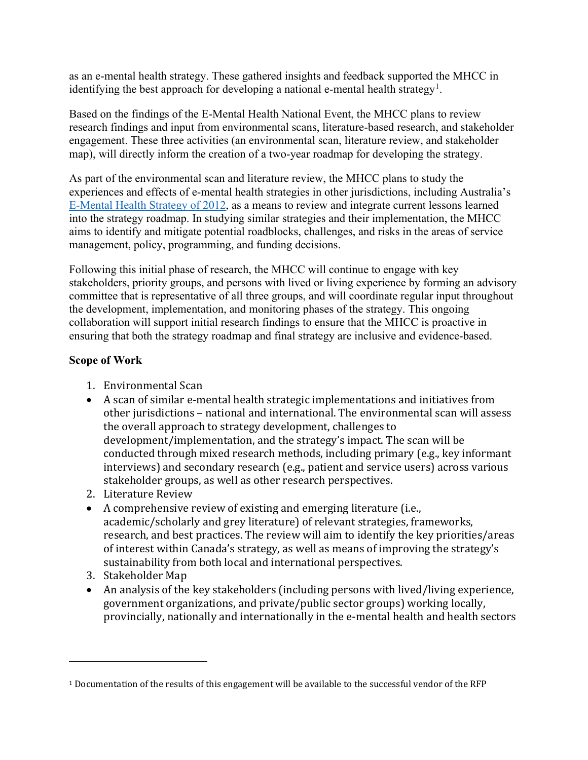as an e-mental health strategy. These gathered insights and feedback supported the MHCC in identifying the best approach for developing a national e-mental health strategy[1].

Based on the findings of the E-Mental Health National Event, the MHCC plans to review research findings and input from environmental scans, literature-based research, and stakeholder engagement. These three activities (an environmental scan, literature review, and stakeholder map), will directly inform the creation of a two-year roadmap for developing the strategy.

As part of the environmental scan and literature review, the MHCC plans to study the experiences and effects of e-mental health strategies in other jurisdictions, including Australia's E-Mental Health Strategy of 2012, as a means to review and integrate current lessons learned into the strategy roadmap. In studying similar strategies and their implementation, the MHCC aims to identify and mitigate potential roadblocks, challenges, and risks in the areas of service management, policy, programming, and funding decisions.

Following this initial phase of research, the MHCC will continue to engage with key stakeholders, priority groups, and persons with lived or living experience by forming an advisory committee that is representative of all three groups, and will coordinate regular input throughout the development, implementation, and monitoring phases of the strategy. This ongoing collaboration will support initial research findings to ensure that the MHCC is proactive in ensuring that both the strategy roadmap and final strategy are inclusive and evidence-based.

**Scope of Work**

1. Environmental Scan
   - A scan of similar e-mental health strategic implementations and initiatives from other jurisdictions – national and international. The environmental scan will assess the overall approach to strategy development, challenges to development/implementation, and the strategy's impact. The scan will be conducted through mixed research methods, including primary (e.g., key informant interviews) and secondary research (e.g., patient and service users) across various stakeholder groups, as well as other research perspectives.
2. Literature Review
   - A comprehensive review of existing and emerging literature (i.e., academic/scholarly and grey literature) of relevant strategies, frameworks, research, and best practices. The review will aim to identify the key priorities/areas of interest within Canada's strategy, as well as means of improving the strategy's sustainability from both local and international perspectives.
3. Stakeholder Map
   - An analysis of the key stakeholders (including persons with lived/living experience, government organizations, and private/public sector groups) working locally, provincially, nationally and internationally in the e-mental health and health sectors

---

[1] Documentation of the results of this engagement will be available to the successful vendor of the RFP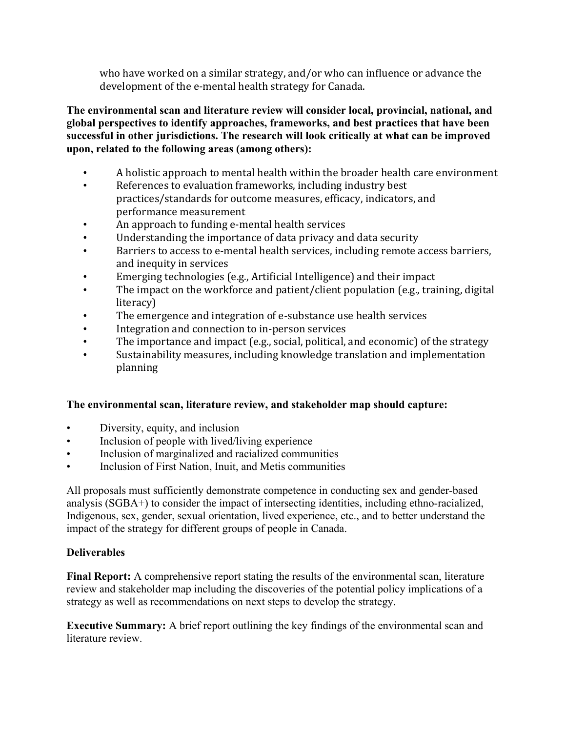who have worked on a similar strategy, and/or who can influence or advance the development of the e-mental health strategy for Canada.

**The environmental scan and literature review will consider local, provincial, national, and global perspectives to identify approaches, frameworks, and best practices that have been successful in other jurisdictions. The research will look critically at what can be improved upon, related to the following areas (among others):**

- A holistic approach to mental health within the broader health care environment
- References to evaluation frameworks, including industry best practices/standards for outcome measures, efficacy, indicators, and performance measurement
- An approach to funding e-mental health services
- Understanding the importance of data privacy and data security
- Barriers to access to e-mental health services, including remote access barriers, and inequity in services
- Emerging technologies (e.g., Artificial Intelligence) and their impact
- The impact on the workforce and patient/client population (e.g., training, digital literacy)
- The emergence and integration of e-substance use health services
- Integration and connection to in-person services
- The importance and impact (e.g., social, political, and economic) of the strategy
- Sustainability measures, including knowledge translation and implementation planning

**The environmental scan, literature review, and stakeholder map should capture:**

- Diversity, equity, and inclusion
- Inclusion of people with lived/living experience
- Inclusion of marginalized and racialized communities
- Inclusion of First Nation, Inuit, and Metis communities

All proposals must sufficiently demonstrate competence in conducting sex and gender-based analysis (SGBA+) to consider the impact of intersecting identities, including ethno-racialized, Indigenous, sex, gender, sexual orientation, lived experience, etc., and to better understand the impact of the strategy for different groups of people in Canada.

**Deliverables**

**Final Report:** A comprehensive report stating the results of the environmental scan, literature review and stakeholder map including the discoveries of the potential policy implications of a strategy as well as recommendations on next steps to develop the strategy.

**Executive Summary:** A brief report outlining the key findings of the environmental scan and literature review.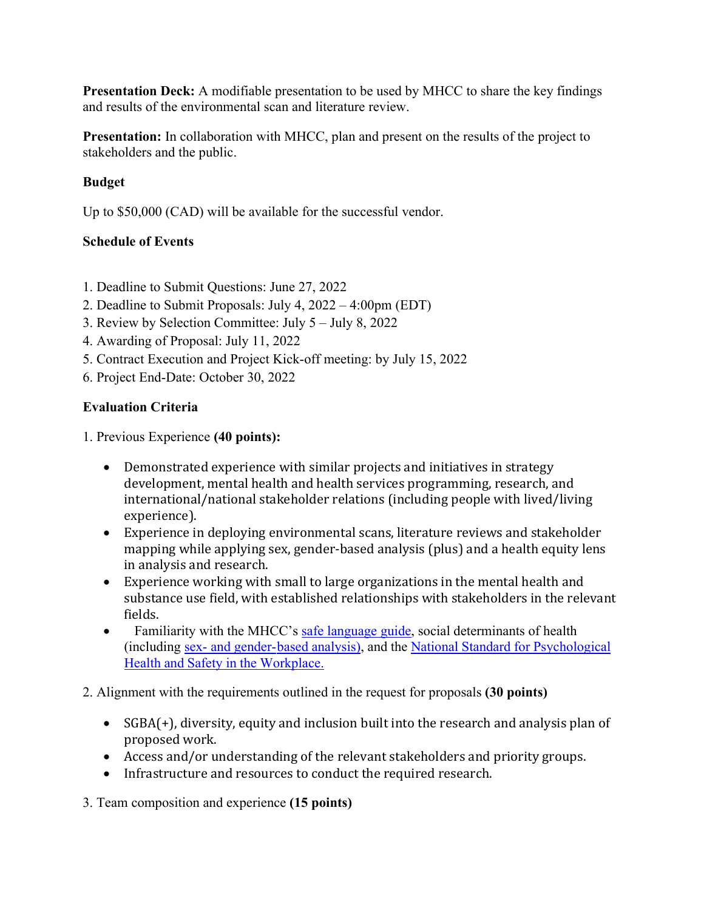**Presentation Deck:** A modifiable presentation to be used by MHCC to share the key findings and results of the environmental scan and literature review.

**Presentation:** In collaboration with MHCC, plan and present on the results of the project to stakeholders and the public.

**Budget**

Up to $50,000 (CAD) will be available for the successful vendor.

**Schedule of Events**

1. Deadline to Submit Questions: June 27, 2022
2. Deadline to Submit Proposals: July 4, 2022 – 4:00pm (EDT)
3. Review by Selection Committee: July 5 – July 8, 2022
4. Awarding of Proposal: July 11, 2022
5. Contract Execution and Project Kick-off meeting: by July 15, 2022
6. Project End-Date: October 30, 2022

**Evaluation Criteria**

1. Previous Experience **(40 points):**

   - Demonstrated experience with similar projects and initiatives in strategy development, mental health and health services programming, research, and international/national stakeholder relations (including people with lived/living experience).
   - Experience in deploying environmental scans, literature reviews and stakeholder mapping while applying sex, gender-based analysis (plus) and a health equity lens in analysis and research.
   - Experience working with small to large organizations in the mental health and substance use field, with established relationships with stakeholders in the relevant fields.
   - Familiarity with the MHCC's safe language guide, social determinants of health (including sex- and gender-based analysis), and the National Standard for Psychological Health and Safety in the Workplace.

2. Alignment with the requirements outlined in the request for proposals **(30 points)**

   - SGBA(+), diversity, equity and inclusion built into the research and analysis plan of proposed work.
   - Access and/or understanding of the relevant stakeholders and priority groups.
   - Infrastructure and resources to conduct the required research.

3. Team composition and experience **(15 points)**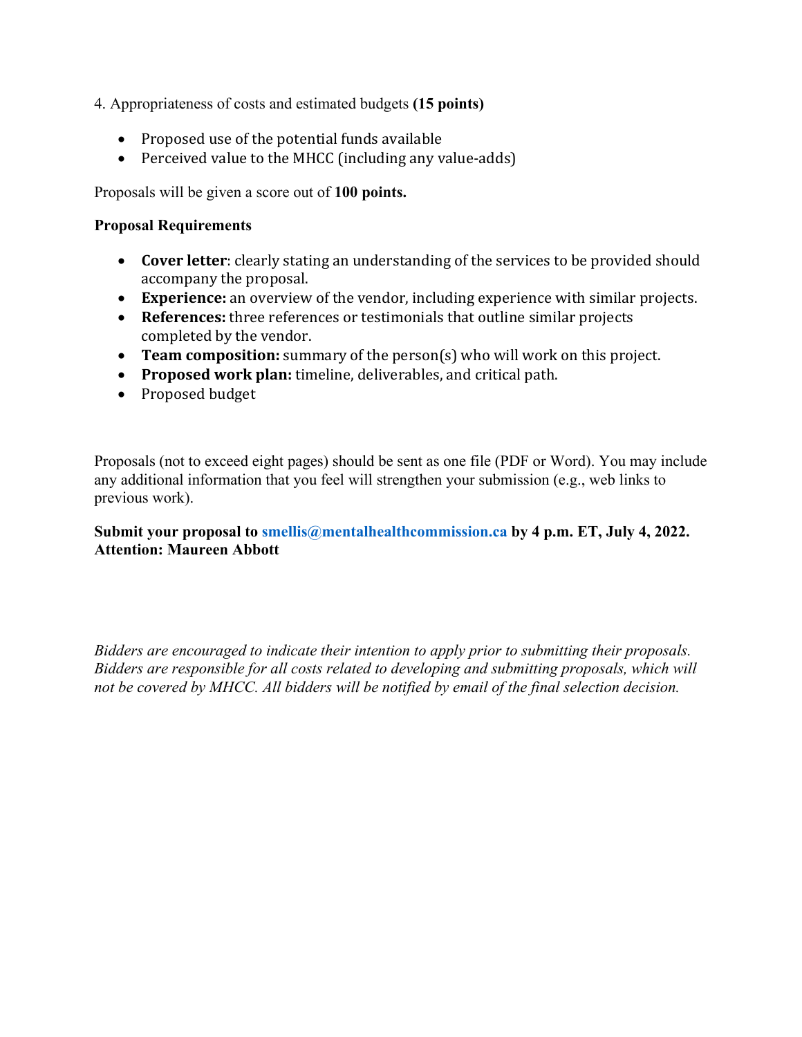4. Appropriateness of costs and estimated budgets **(15 points)**

- Proposed use of the potential funds available
- Perceived value to the MHCC (including any value-adds)

Proposals will be given a score out of **100 points.**

**Proposal Requirements**

- **Cover letter**: clearly stating an understanding of the services to be provided should accompany the proposal.
- **Experience:** an overview of the vendor, including experience with similar projects.
- **References:** three references or testimonials that outline similar projects completed by the vendor.
- **Team composition:** summary of the person(s) who will work on this project.
- **Proposed work plan:** timeline, deliverables, and critical path.
- Proposed budget

Proposals (not to exceed eight pages) should be sent as one file (PDF or Word). You may include any additional information that you feel will strengthen your submission (e.g., web links to previous work).

**Submit your proposal to smellis@mentalhealthcommission.ca by 4 p.m. ET, July 4, 2022.**
**Attention: Maureen Abbott**

*Bidders are encouraged to indicate their intention to apply prior to submitting their proposals. Bidders are responsible for all costs related to developing and submitting proposals, which will not be covered by MHCC. All bidders will be notified by email of the final selection decision.*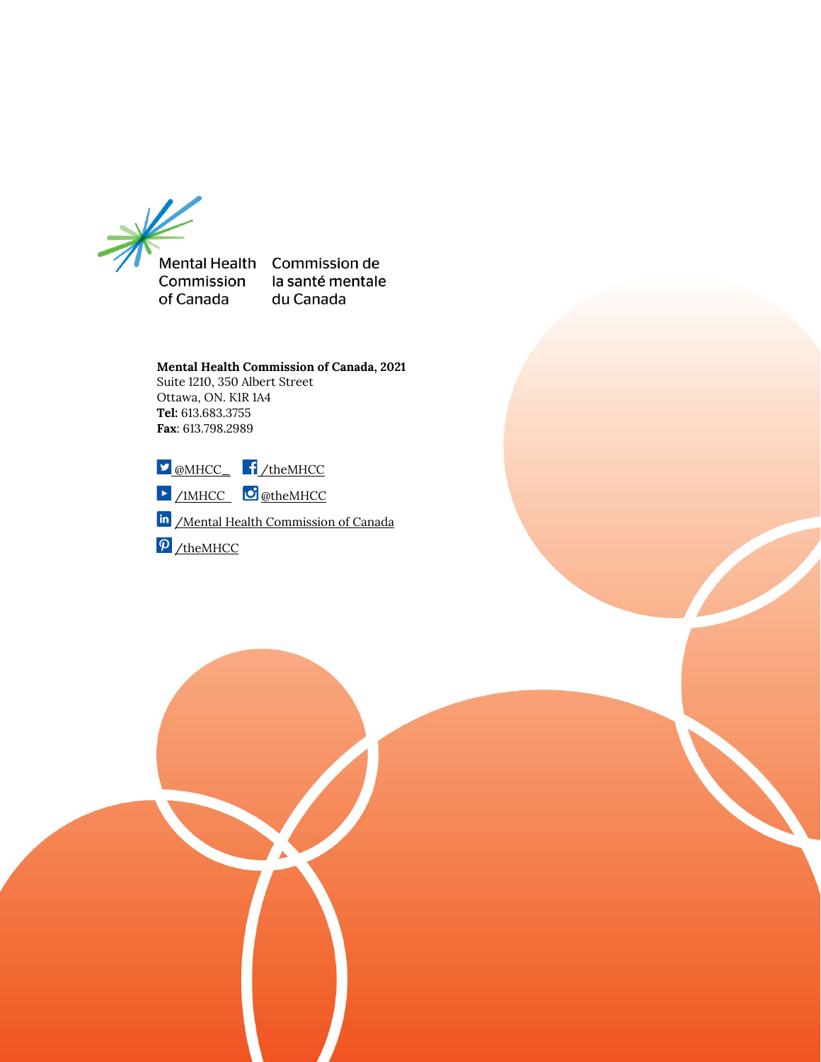Mental Health Commission of Canada
Commission de la santé mentale du Canada

**Mental Health Commission of Canada, 2021**
Suite 1210, 350 Albert Street
Ottawa, ON. K1R 1A4
**Tel:** 613.683.3755
**Fax**: 613.798.2989

@MHCC_ /theMHCC

/1MHCC @theMHCC

/Mental Health Commission of Canada

/theMHCC